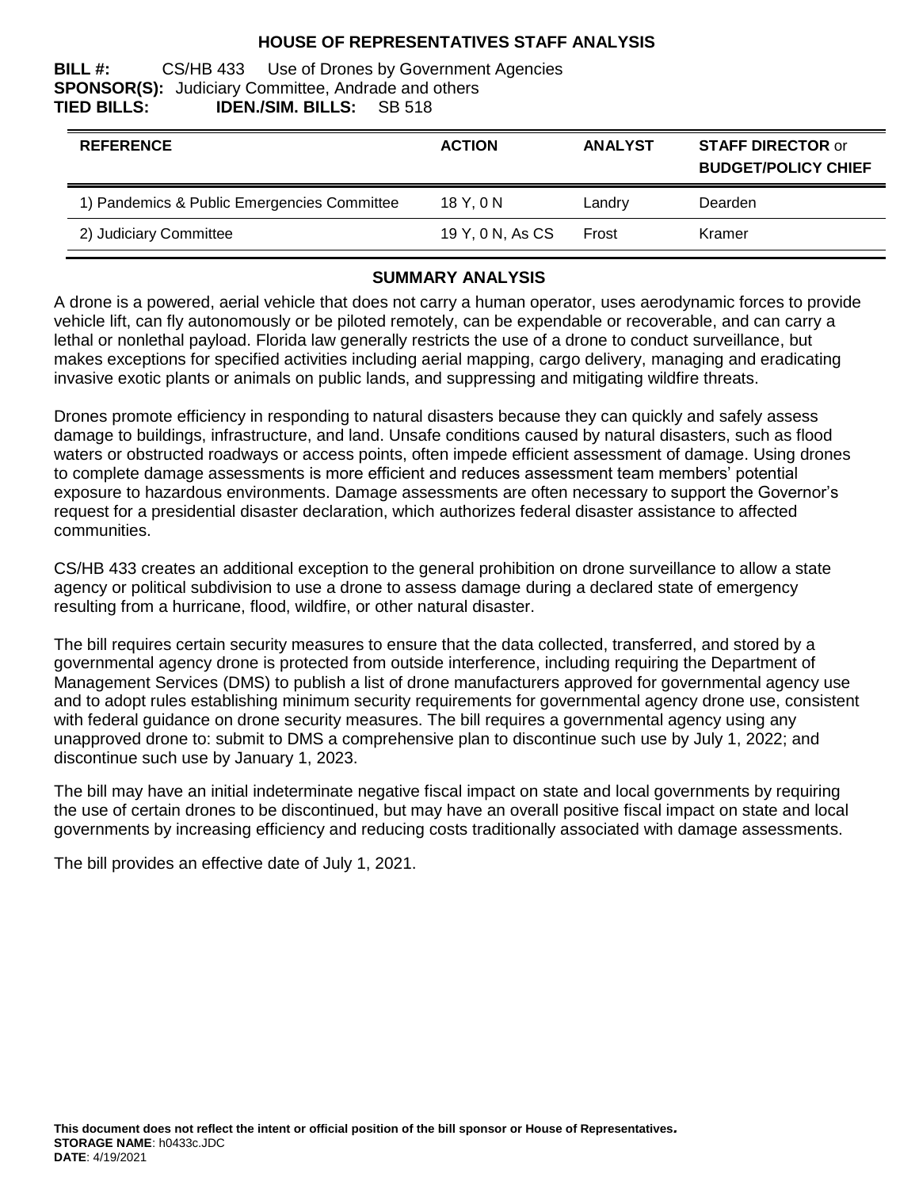# HOUSE OF REPRESENTATIVES STAFF ANALYSIS

**BILL #:** CS/HB 433 Use of Drones by Government Agencies
**SPONSOR(S):** Judiciary Committee, Andrade and others
**TIED BILLS:** **IDEN./SIM. BILLS:** SB 518

| REFERENCE | ACTION | ANALYST | STAFF DIRECTOR or BUDGET/POLICY CHIEF |
|---|---|---|---|
| 1) Pandemics & Public Emergencies Committee | 18 Y, 0 N | Landry | Dearden |
| 2) Judiciary Committee | 19 Y, 0 N, As CS | Frost | Kramer |

## SUMMARY ANALYSIS

A drone is a powered, aerial vehicle that does not carry a human operator, uses aerodynamic forces to provide vehicle lift, can fly autonomously or be piloted remotely, can be expendable or recoverable, and can carry a lethal or nonlethal payload. Florida law generally restricts the use of a drone to conduct surveillance, but makes exceptions for specified activities including aerial mapping, cargo delivery, managing and eradicating invasive exotic plants or animals on public lands, and suppressing and mitigating wildfire threats.

Drones promote efficiency in responding to natural disasters because they can quickly and safely assess damage to buildings, infrastructure, and land. Unsafe conditions caused by natural disasters, such as flood waters or obstructed roadways or access points, often impede efficient assessment of damage. Using drones to complete damage assessments is more efficient and reduces assessment team members' potential exposure to hazardous environments. Damage assessments are often necessary to support the Governor's request for a presidential disaster declaration, which authorizes federal disaster assistance to affected communities.

CS/HB 433 creates an additional exception to the general prohibition on drone surveillance to allow a state agency or political subdivision to use a drone to assess damage during a declared state of emergency resulting from a hurricane, flood, wildfire, or other natural disaster.

The bill requires certain security measures to ensure that the data collected, transferred, and stored by a governmental agency drone is protected from outside interference, including requiring the Department of Management Services (DMS) to publish a list of drone manufacturers approved for governmental agency use and to adopt rules establishing minimum security requirements for governmental agency drone use, consistent with federal guidance on drone security measures. The bill requires a governmental agency using any unapproved drone to: submit to DMS a comprehensive plan to discontinue such use by July 1, 2022; and discontinue such use by January 1, 2023.

The bill may have an initial indeterminate negative fiscal impact on state and local governments by requiring the use of certain drones to be discontinued, but may have an overall positive fiscal impact on state and local governments by increasing efficiency and reducing costs traditionally associated with damage assessments.

The bill provides an effective date of July 1, 2021.

**This document does not reflect the intent or official position of the bill sponsor or House of Representatives.**
**STORAGE NAME**: h0433c.JDC
**DATE**: 4/19/2021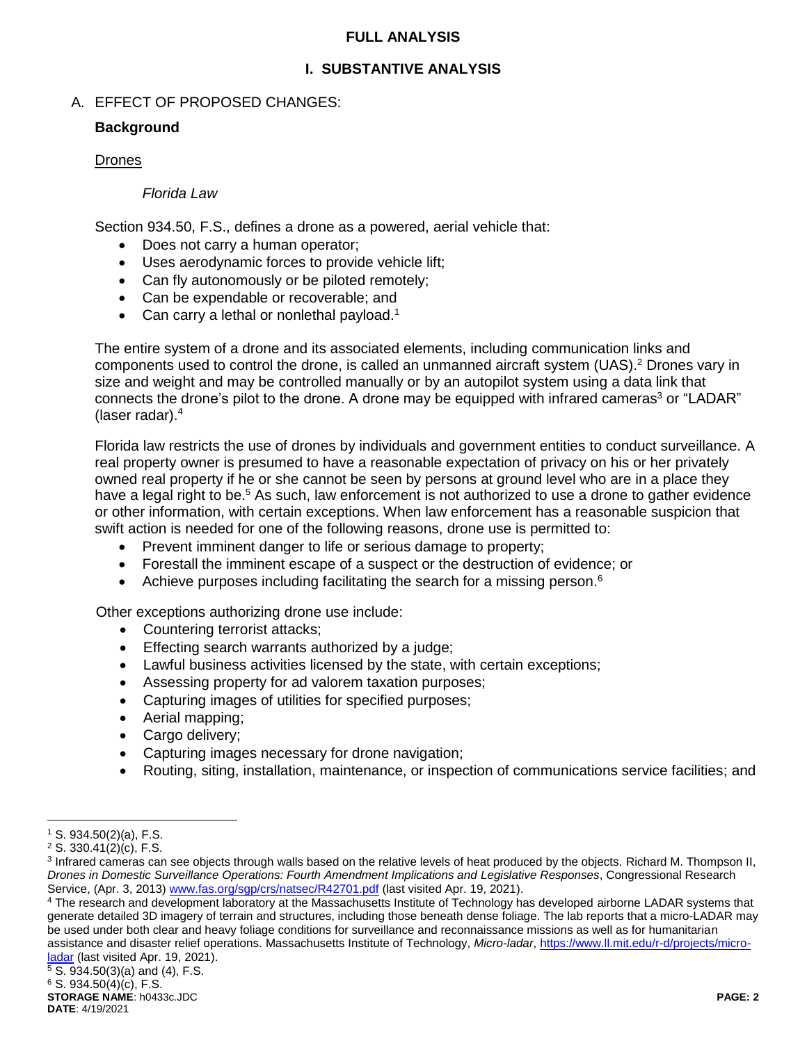## FULL ANALYSIS

## I. SUBSTANTIVE ANALYSIS

### A. EFFECT OF PROPOSED CHANGES:

**Background**

Drones

*Florida Law*

Section 934.50, F.S., defines a drone as a powered, aerial vehicle that:

- Does not carry a human operator;
- Uses aerodynamic forces to provide vehicle lift;
- Can fly autonomously or be piloted remotely;
- Can be expendable or recoverable; and
- Can carry a lethal or nonlethal payload.[1]

The entire system of a drone and its associated elements, including communication links and components used to control the drone, is called an unmanned aircraft system (UAS).[2] Drones vary in size and weight and may be controlled manually or by an autopilot system using a data link that connects the drone's pilot to the drone. A drone may be equipped with infrared cameras[3] or "LADAR" (laser radar).[4]

Florida law restricts the use of drones by individuals and government entities to conduct surveillance. A real property owner is presumed to have a reasonable expectation of privacy on his or her privately owned real property if he or she cannot be seen by persons at ground level who are in a place they have a legal right to be.[5] As such, law enforcement is not authorized to use a drone to gather evidence or other information, with certain exceptions. When law enforcement has a reasonable suspicion that swift action is needed for one of the following reasons, drone use is permitted to:

- Prevent imminent danger to life or serious damage to property;
- Forestall the imminent escape of a suspect or the destruction of evidence; or
- Achieve purposes including facilitating the search for a missing person.[6]

Other exceptions authorizing drone use include:

- Countering terrorist attacks;
- Effecting search warrants authorized by a judge;
- Lawful business activities licensed by the state, with certain exceptions;
- Assessing property for ad valorem taxation purposes;
- Capturing images of utilities for specified purposes;
- Aerial mapping;
- Cargo delivery;
- Capturing images necessary for drone navigation;
- Routing, siting, installation, maintenance, or inspection of communications service facilities; and

---

[1] S. 934.50(2)(a), F.S.

[2] S. 330.41(2)(c), F.S.

[3] Infrared cameras can see objects through walls based on the relative levels of heat produced by the objects. Richard M. Thompson II, *Drones in Domestic Surveillance Operations: Fourth Amendment Implications and Legislative Responses*, Congressional Research Service, (Apr. 3, 2013) www.fas.org/sgp/crs/natsec/R42701.pdf (last visited Apr. 19, 2021).

[4] The research and development laboratory at the Massachusetts Institute of Technology has developed airborne LADAR systems that generate detailed 3D imagery of terrain and structures, including those beneath dense foliage. The lab reports that a micro-LADAR may be used under both clear and heavy foliage conditions for surveillance and reconnaissance missions as well as for humanitarian assistance and disaster relief operations. Massachusetts Institute of Technology, *Micro-ladar*, https://www.ll.mit.edu/r-d/projects/micro-ladar (last visited Apr. 19, 2021).

[5] S. 934.50(3)(a) and (4), F.S.

[6] S. 934.50(4)(c), F.S.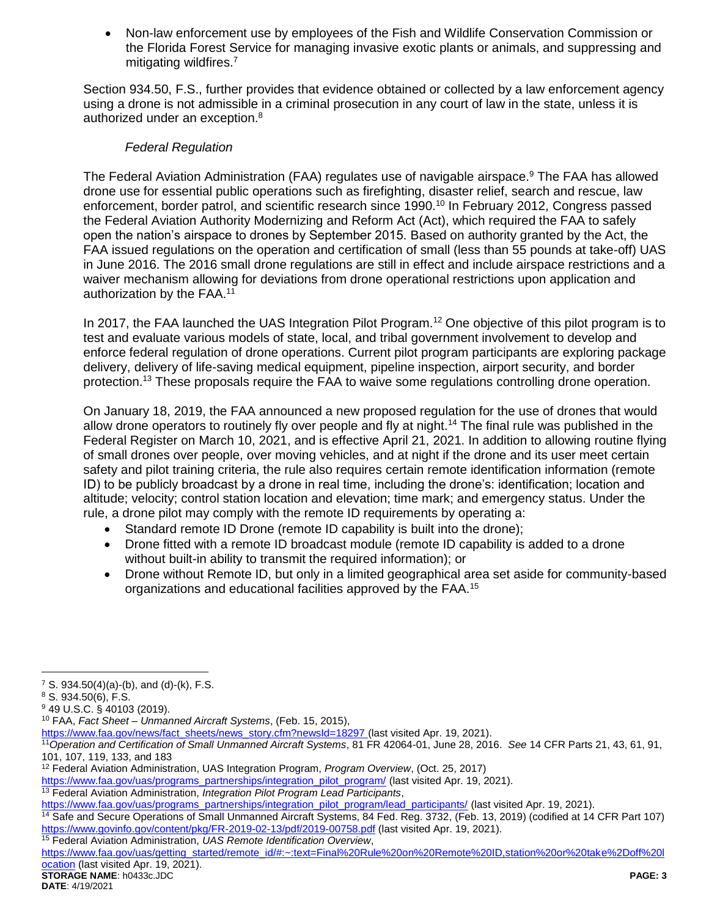- Non-law enforcement use by employees of the Fish and Wildlife Conservation Commission or the Florida Forest Service for managing invasive exotic plants or animals, and suppressing and mitigating wildfires.[7]

Section 934.50, F.S., further provides that evidence obtained or collected by a law enforcement agency using a drone is not admissible in a criminal prosecution in any court of law in the state, unless it is authorized under an exception.[8]

*Federal Regulation*

The Federal Aviation Administration (FAA) regulates use of navigable airspace.[9] The FAA has allowed drone use for essential public operations such as firefighting, disaster relief, search and rescue, law enforcement, border patrol, and scientific research since 1990.[10] In February 2012, Congress passed the Federal Aviation Authority Modernizing and Reform Act (Act), which required the FAA to safely open the nation's airspace to drones by September 2015. Based on authority granted by the Act, the FAA issued regulations on the operation and certification of small (less than 55 pounds at take-off) UAS in June 2016. The 2016 small drone regulations are still in effect and include airspace restrictions and a waiver mechanism allowing for deviations from drone operational restrictions upon application and authorization by the FAA.[11]

In 2017, the FAA launched the UAS Integration Pilot Program.[12] One objective of this pilot program is to test and evaluate various models of state, local, and tribal government involvement to develop and enforce federal regulation of drone operations. Current pilot program participants are exploring package delivery, delivery of life-saving medical equipment, pipeline inspection, airport security, and border protection.[13] These proposals require the FAA to waive some regulations controlling drone operation.

On January 18, 2019, the FAA announced a new proposed regulation for the use of drones that would allow drone operators to routinely fly over people and fly at night.[14] The final rule was published in the Federal Register on March 10, 2021, and is effective April 21, 2021. In addition to allowing routine flying of small drones over people, over moving vehicles, and at night if the drone and its user meet certain safety and pilot training criteria, the rule also requires certain remote identification information (remote ID) to be publicly broadcast by a drone in real time, including the drone's: identification; location and altitude; velocity; control station location and elevation; time mark; and emergency status. Under the rule, a drone pilot may comply with the remote ID requirements by operating a:

- Standard remote ID Drone (remote ID capability is built into the drone);
- Drone fitted with a remote ID broadcast module (remote ID capability is added to a drone without built-in ability to transmit the required information); or
- Drone without Remote ID, but only in a limited geographical area set aside for community-based organizations and educational facilities approved by the FAA.[15]

---

[7] S. 934.50(4)(a)-(b), and (d)-(k), F.S.

[8] S. 934.50(6), F.S.

[9] 49 U.S.C. § 40103 (2019).

[10] FAA, *Fact Sheet – Unmanned Aircraft Systems*, (Feb. 15, 2015), https://www.faa.gov/news/fact_sheets/news_story.cfm?newsId=18297 (last visited Apr. 19, 2021).

[11] *Operation and Certification of Small Unmanned Aircraft Systems*, 81 FR 42064-01, June 28, 2016. *See* 14 CFR Parts 21, 43, 61, 91, 101, 107, 119, 133, and 183

[12] Federal Aviation Administration, UAS Integration Program, *Program Overview*, (Oct. 25, 2017) https://www.faa.gov/uas/programs_partnerships/integration_pilot_program/ (last visited Apr. 19, 2021).

[13] Federal Aviation Administration, *Integration Pilot Program Lead Participants*, https://www.faa.gov/uas/programs_partnerships/integration_pilot_program/lead_participants/ (last visited Apr. 19, 2021).

[14] Safe and Secure Operations of Small Unmanned Aircraft Systems, 84 Fed. Reg. 3732, (Feb. 13, 2019) (codified at 14 CFR Part 107) https://www.govinfo.gov/content/pkg/FR-2019-02-13/pdf/2019-00758.pdf (last visited Apr. 19, 2021).

[15] Federal Aviation Administration, *UAS Remote Identification Overview*, https://www.faa.gov/uas/getting_started/remote_id/#:~:text=Final%20Rule%20on%20Remote%20ID,station%20or%20take%2Doff%20location (last visited Apr. 19, 2021).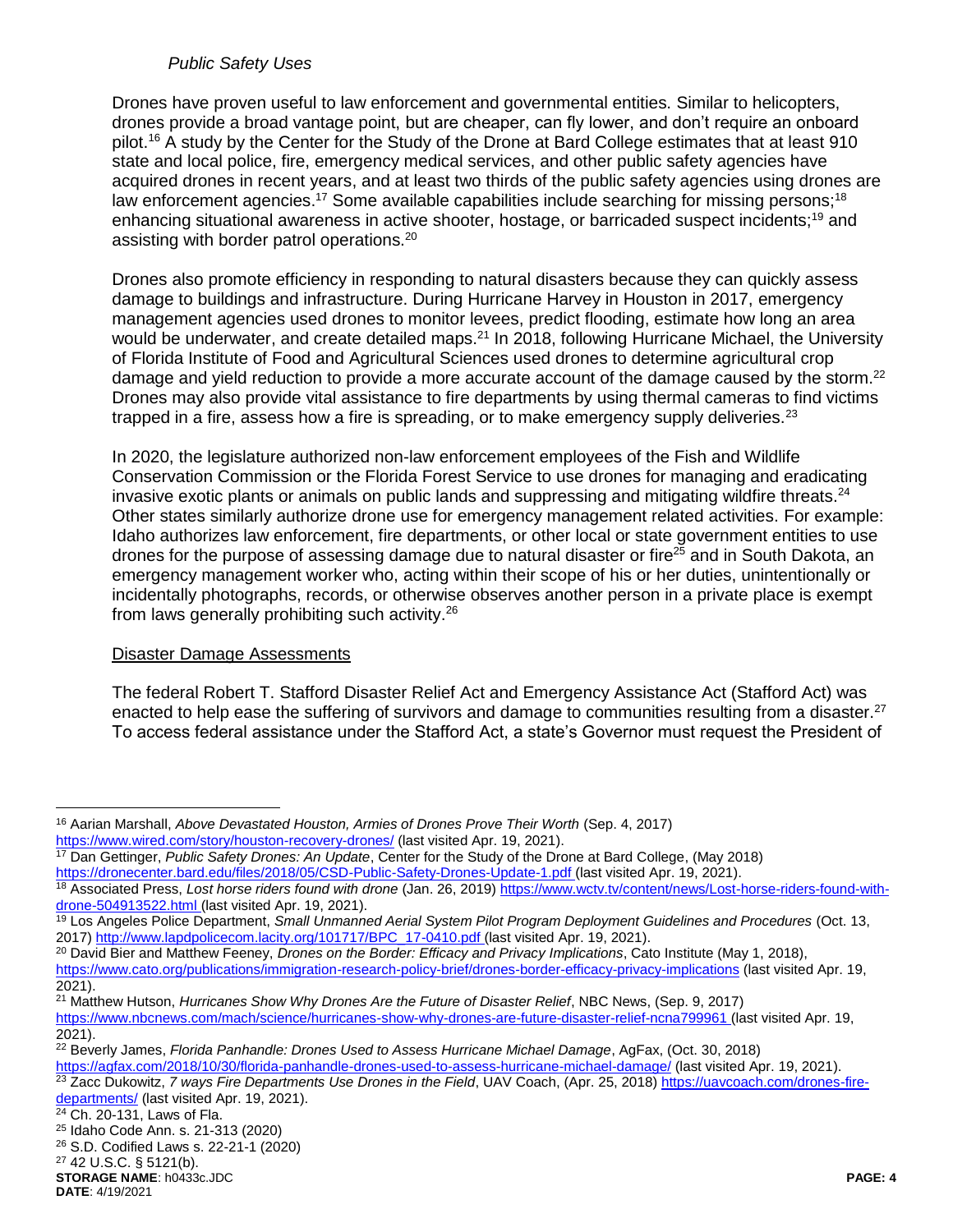*Public Safety Uses*

Drones have proven useful to law enforcement and governmental entities. Similar to helicopters, drones provide a broad vantage point, but are cheaper, can fly lower, and don't require an onboard pilot.[16] A study by the Center for the Study of the Drone at Bard College estimates that at least 910 state and local police, fire, emergency medical services, and other public safety agencies have acquired drones in recent years, and at least two thirds of the public safety agencies using drones are law enforcement agencies.[17] Some available capabilities include searching for missing persons;[18] enhancing situational awareness in active shooter, hostage, or barricaded suspect incidents;[19] and assisting with border patrol operations.[20]

Drones also promote efficiency in responding to natural disasters because they can quickly assess damage to buildings and infrastructure. During Hurricane Harvey in Houston in 2017, emergency management agencies used drones to monitor levees, predict flooding, estimate how long an area would be underwater, and create detailed maps.[21] In 2018, following Hurricane Michael, the University of Florida Institute of Food and Agricultural Sciences used drones to determine agricultural crop damage and yield reduction to provide a more accurate account of the damage caused by the storm.[22] Drones may also provide vital assistance to fire departments by using thermal cameras to find victims trapped in a fire, assess how a fire is spreading, or to make emergency supply deliveries.[23]

In 2020, the legislature authorized non-law enforcement employees of the Fish and Wildlife Conservation Commission or the Florida Forest Service to use drones for managing and eradicating invasive exotic plants or animals on public lands and suppressing and mitigating wildfire threats.[24] Other states similarly authorize drone use for emergency management related activities. For example: Idaho authorizes law enforcement, fire departments, or other local or state government entities to use drones for the purpose of assessing damage due to natural disaster or fire[25] and in South Dakota, an emergency management worker who, acting within their scope of his or her duties, unintentionally or incidentally photographs, records, or otherwise observes another person in a private place is exempt from laws generally prohibiting such activity.[26]

Disaster Damage Assessments

The federal Robert T. Stafford Disaster Relief Act and Emergency Assistance Act (Stafford Act) was enacted to help ease the suffering of survivors and damage to communities resulting from a disaster.[27] To access federal assistance under the Stafford Act, a state's Governor must request the President of

---

[16] Aarian Marshall, *Above Devastated Houston, Armies of Drones Prove Their Worth* (Sep. 4, 2017) https://www.wired.com/story/houston-recovery-drones/ (last visited Apr. 19, 2021).

[17] Dan Gettinger, *Public Safety Drones: An Update*, Center for the Study of the Drone at Bard College, (May 2018) https://dronecenter.bard.edu/files/2018/05/CSD-Public-Safety-Drones-Update-1.pdf (last visited Apr. 19, 2021).

[18] Associated Press, *Lost horse riders found with drone* (Jan. 26, 2019) https://www.wctv.tv/content/news/Lost-horse-riders-found-with-drone-504913522.html (last visited Apr. 19, 2021).

[19] Los Angeles Police Department, *Small Unmanned Aerial System Pilot Program Deployment Guidelines and Procedures* (Oct. 13, 2017) http://www.lapdpolicecom.lacity.org/101717/BPC_17-0410.pdf (last visited Apr. 19, 2021).

[20] David Bier and Matthew Feeney, *Drones on the Border: Efficacy and Privacy Implications*, Cato Institute (May 1, 2018), https://www.cato.org/publications/immigration-research-policy-brief/drones-border-efficacy-privacy-implications (last visited Apr. 19, 2021).

[21] Matthew Hutson, *Hurricanes Show Why Drones Are the Future of Disaster Relief*, NBC News, (Sep. 9, 2017) https://www.nbcnews.com/mach/science/hurricanes-show-why-drones-are-future-disaster-relief-ncna799961 (last visited Apr. 19, 2021).

[22] Beverly James, *Florida Panhandle: Drones Used to Assess Hurricane Michael Damage*, AgFax, (Oct. 30, 2018) https://agfax.com/2018/10/30/florida-panhandle-drones-used-to-assess-hurricane-michael-damage/ (last visited Apr. 19, 2021).

[23] Zacc Dukowitz, *7 ways Fire Departments Use Drones in the Field*, UAV Coach, (Apr. 25, 2018) https://uavcoach.com/drones-fire-departments/ (last visited Apr. 19, 2021).

[24] Ch. 20-131, Laws of Fla.

[25] Idaho Code Ann. s. 21-313 (2020)

[26] S.D. Codified Laws s. 22-21-1 (2020)

[27] 42 U.S.C. § 5121(b).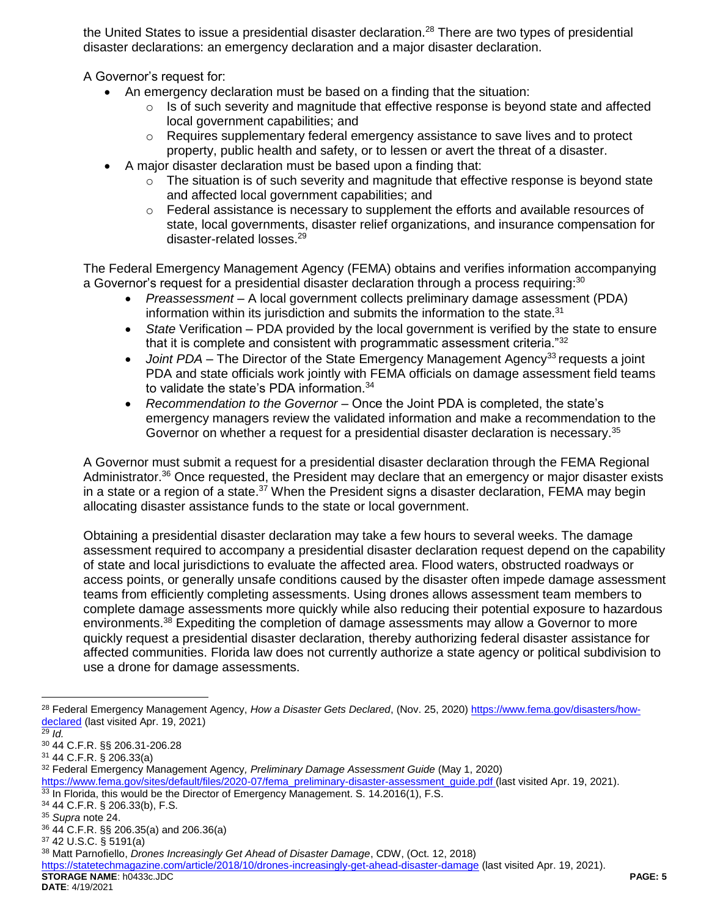the United States to issue a presidential disaster declaration.[28] There are two types of presidential disaster declarations: an emergency declaration and a major disaster declaration.

A Governor's request for:

- An emergency declaration must be based on a finding that the situation:
  - Is of such severity and magnitude that effective response is beyond state and affected local government capabilities; and
  - Requires supplementary federal emergency assistance to save lives and to protect property, public health and safety, or to lessen or avert the threat of a disaster.
- A major disaster declaration must be based upon a finding that:
  - The situation is of such severity and magnitude that effective response is beyond state and affected local government capabilities; and
  - Federal assistance is necessary to supplement the efforts and available resources of state, local governments, disaster relief organizations, and insurance compensation for disaster-related losses.[29]

The Federal Emergency Management Agency (FEMA) obtains and verifies information accompanying a Governor's request for a presidential disaster declaration through a process requiring:[30]

- *Preassessment* – A local government collects preliminary damage assessment (PDA) information within its jurisdiction and submits the information to the state.[31]
- *State* Verification – PDA provided by the local government is verified by the state to ensure that it is complete and consistent with programmatic assessment criteria."[32]
- *Joint PDA* – The Director of the State Emergency Management Agency[33] requests a joint PDA and state officials work jointly with FEMA officials on damage assessment field teams to validate the state's PDA information.[34]
- *Recommendation to the Governor* – Once the Joint PDA is completed, the state's emergency managers review the validated information and make a recommendation to the Governor on whether a request for a presidential disaster declaration is necessary.[35]

A Governor must submit a request for a presidential disaster declaration through the FEMA Regional Administrator.[36] Once requested, the President may declare that an emergency or major disaster exists in a state or a region of a state.[37] When the President signs a disaster declaration, FEMA may begin allocating disaster assistance funds to the state or local government.

Obtaining a presidential disaster declaration may take a few hours to several weeks. The damage assessment required to accompany a presidential disaster declaration request depend on the capability of state and local jurisdictions to evaluate the affected area. Flood waters, obstructed roadways or access points, or generally unsafe conditions caused by the disaster often impede damage assessment teams from efficiently completing assessments. Using drones allows assessment team members to complete damage assessments more quickly while also reducing their potential exposure to hazardous environments.[38] Expediting the completion of damage assessments may allow a Governor to more quickly request a presidential disaster declaration, thereby authorizing federal disaster assistance for affected communities. Florida law does not currently authorize a state agency or political subdivision to use a drone for damage assessments.

---

[28] Federal Emergency Management Agency, *How a Disaster Gets Declared*, (Nov. 25, 2020) https://www.fema.gov/disasters/how-declared (last visited Apr. 19, 2021)

[29] *Id.*

[30] 44 C.F.R. §§ 206.31-206.28

[31] 44 C.F.R. § 206.33(a)

[32] Federal Emergency Management Agency, *Preliminary Damage Assessment Guide* (May 1, 2020) https://www.fema.gov/sites/default/files/2020-07/fema_preliminary-disaster-assessment_guide.pdf (last visited Apr. 19, 2021).

[33] In Florida, this would be the Director of Emergency Management. S. 14.2016(1), F.S.

[34] 44 C.F.R. § 206.33(b), F.S.

[35] *Supra* note 24.

[36] 44 C.F.R. §§ 206.35(a) and 206.36(a)

[37] 42 U.S.C. § 5191(a)

[38] Matt Parnofiello, *Drones Increasingly Get Ahead of Disaster Damage*, CDW, (Oct. 12, 2018) https://statetechmagazine.com/article/2018/10/drones-increasingly-get-ahead-disaster-damage (last visited Apr. 19, 2021).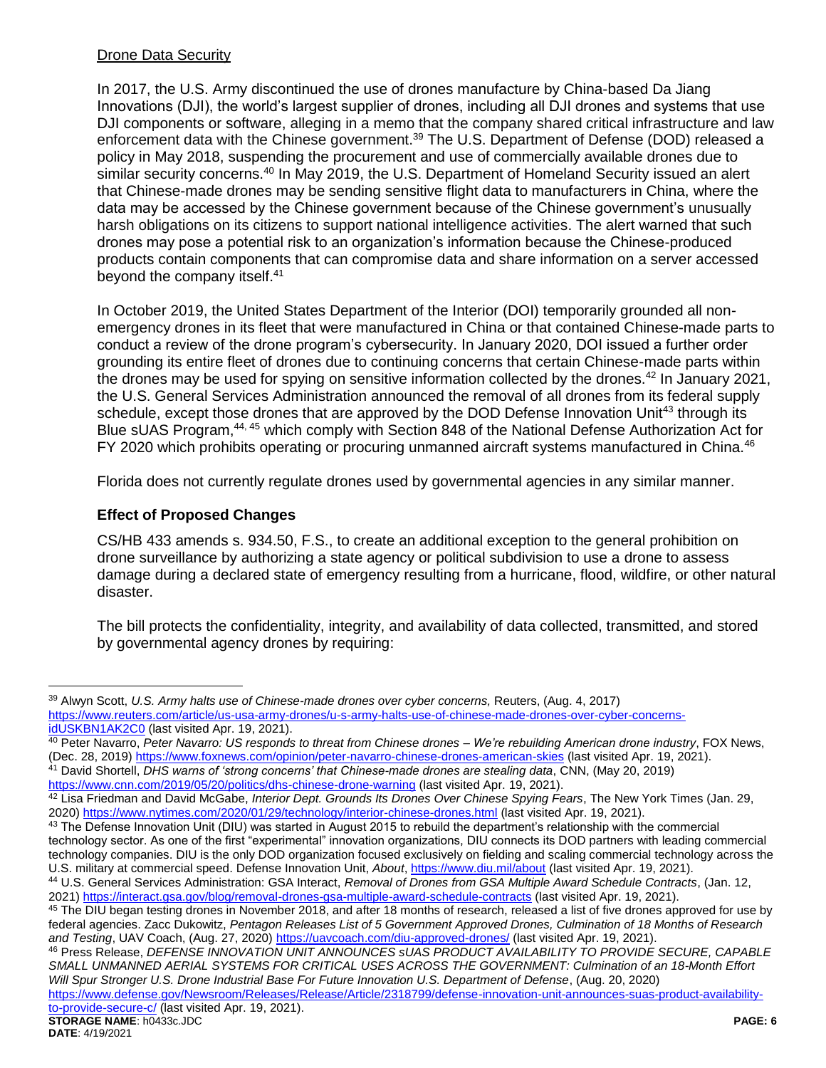Drone Data Security

In 2017, the U.S. Army discontinued the use of drones manufacture by China-based Da Jiang Innovations (DJI), the world's largest supplier of drones, including all DJI drones and systems that use DJI components or software, alleging in a memo that the company shared critical infrastructure and law enforcement data with the Chinese government.[39] The U.S. Department of Defense (DOD) released a policy in May 2018, suspending the procurement and use of commercially available drones due to similar security concerns.[40] In May 2019, the U.S. Department of Homeland Security issued an alert that Chinese-made drones may be sending sensitive flight data to manufacturers in China, where the data may be accessed by the Chinese government because of the Chinese government's unusually harsh obligations on its citizens to support national intelligence activities. The alert warned that such drones may pose a potential risk to an organization's information because the Chinese-produced products contain components that can compromise data and share information on a server accessed beyond the company itself.[41]

In October 2019, the United States Department of the Interior (DOI) temporarily grounded all non-emergency drones in its fleet that were manufactured in China or that contained Chinese-made parts to conduct a review of the drone program's cybersecurity. In January 2020, DOI issued a further order grounding its entire fleet of drones due to continuing concerns that certain Chinese-made parts within the drones may be used for spying on sensitive information collected by the drones.[42] In January 2021, the U.S. General Services Administration announced the removal of all drones from its federal supply schedule, except those drones that are approved by the DOD Defense Innovation Unit[43] through its Blue sUAS Program,[44, 45] which comply with Section 848 of the National Defense Authorization Act for FY 2020 which prohibits operating or procuring unmanned aircraft systems manufactured in China.[46]

Florida does not currently regulate drones used by governmental agencies in any similar manner.

### Effect of Proposed Changes

CS/HB 433 amends s. 934.50, F.S., to create an additional exception to the general prohibition on drone surveillance by authorizing a state agency or political subdivision to use a drone to assess damage during a declared state of emergency resulting from a hurricane, flood, wildfire, or other natural disaster.

The bill protects the confidentiality, integrity, and availability of data collected, transmitted, and stored by governmental agency drones by requiring:

---

[39] Alwyn Scott, *U.S. Army halts use of Chinese-made drones over cyber concerns,* Reuters, (Aug. 4, 2017) https://www.reuters.com/article/us-usa-army-drones/u-s-army-halts-use-of-chinese-made-drones-over-cyber-concerns-idUSKBN1AK2C0 (last visited Apr. 19, 2021).

[40] Peter Navarro, *Peter Navarro: US responds to threat from Chinese drones – We're rebuilding American drone industry*, FOX News, (Dec. 28, 2019) https://www.foxnews.com/opinion/peter-navarro-chinese-drones-american-skies (last visited Apr. 19, 2021).

[41] David Shortell, *DHS warns of 'strong concerns' that Chinese-made drones are stealing data*, CNN, (May 20, 2019) https://www.cnn.com/2019/05/20/politics/dhs-chinese-drone-warning (last visited Apr. 19, 2021).

[42] Lisa Friedman and David McGabe, *Interior Dept. Grounds Its Drones Over Chinese Spying Fears*, The New York Times (Jan. 29, 2020) https://www.nytimes.com/2020/01/29/technology/interior-chinese-drones.html (last visited Apr. 19, 2021).

[43] The Defense Innovation Unit (DIU) was started in August 2015 to rebuild the department's relationship with the commercial technology sector. As one of the first "experimental" innovation organizations, DIU connects its DOD partners with leading commercial technology companies. DIU is the only DOD organization focused exclusively on fielding and scaling commercial technology across the U.S. military at commercial speed. Defense Innovation Unit, *About*, https://www.diu.mil/about (last visited Apr. 19, 2021).

[44] U.S. General Services Administration: GSA Interact, *Removal of Drones from GSA Multiple Award Schedule Contracts*, (Jan. 12, 2021) https://interact.gsa.gov/blog/removal-drones-gsa-multiple-award-schedule-contracts (last visited Apr. 19, 2021).

[45] The DIU began testing drones in November 2018, and after 18 months of research, released a list of five drones approved for use by federal agencies. Zacc Dukowitz, *Pentagon Releases List of 5 Government Approved Drones, Culmination of 18 Months of Research and Testing*, UAV Coach, (Aug. 27, 2020) https://uavcoach.com/diu-approved-drones/ (last visited Apr. 19, 2021).

[46] Press Release, *DEFENSE INNOVATION UNIT ANNOUNCES sUAS PRODUCT AVAILABILITY TO PROVIDE SECURE, CAPABLE SMALL UNMANNED AERIAL SYSTEMS FOR CRITICAL USES ACROSS THE GOVERNMENT: Culmination of an 18-Month Effort Will Spur Stronger U.S. Drone Industrial Base For Future Innovation U.S. Department of Defense*, (Aug. 20, 2020) https://www.defense.gov/Newsroom/Releases/Release/Article/2318799/defense-innovation-unit-announces-suas-product-availability-to-provide-secure-c/ (last visited Apr. 19, 2021).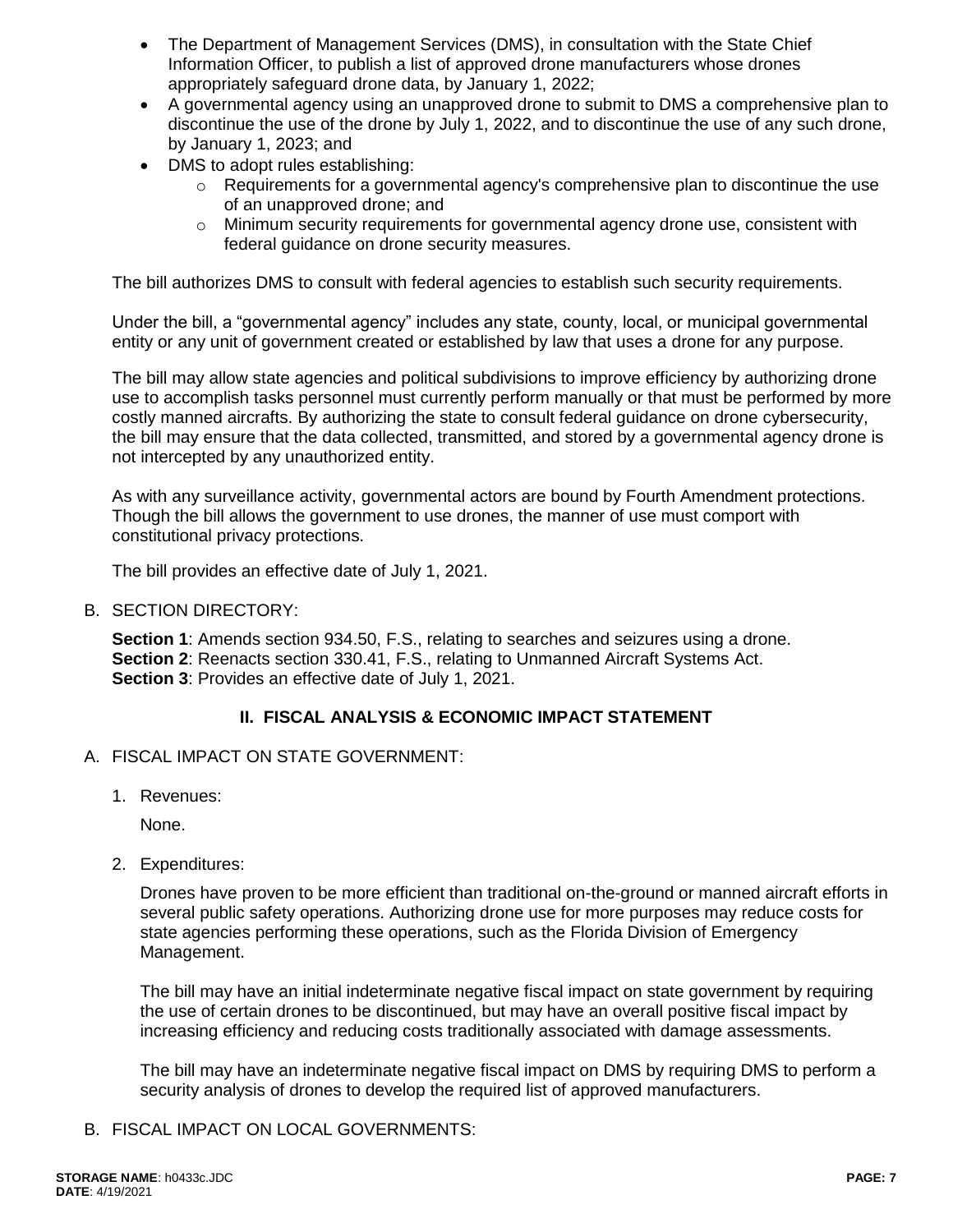- The Department of Management Services (DMS), in consultation with the State Chief Information Officer, to publish a list of approved drone manufacturers whose drones appropriately safeguard drone data, by January 1, 2022;
- A governmental agency using an unapproved drone to submit to DMS a comprehensive plan to discontinue the use of the drone by July 1, 2022, and to discontinue the use of any such drone, by January 1, 2023; and
- DMS to adopt rules establishing:
  - Requirements for a governmental agency's comprehensive plan to discontinue the use of an unapproved drone; and
  - Minimum security requirements for governmental agency drone use, consistent with federal guidance on drone security measures.

The bill authorizes DMS to consult with federal agencies to establish such security requirements.

Under the bill, a "governmental agency" includes any state, county, local, or municipal governmental entity or any unit of government created or established by law that uses a drone for any purpose.

The bill may allow state agencies and political subdivisions to improve efficiency by authorizing drone use to accomplish tasks personnel must currently perform manually or that must be performed by more costly manned aircrafts. By authorizing the state to consult federal guidance on drone cybersecurity, the bill may ensure that the data collected, transmitted, and stored by a governmental agency drone is not intercepted by any unauthorized entity.

As with any surveillance activity, governmental actors are bound by Fourth Amendment protections. Though the bill allows the government to use drones, the manner of use must comport with constitutional privacy protections.

The bill provides an effective date of July 1, 2021.

B. SECTION DIRECTORY:

**Section 1**: Amends section 934.50, F.S., relating to searches and seizures using a drone.
**Section 2**: Reenacts section 330.41, F.S., relating to Unmanned Aircraft Systems Act.
**Section 3**: Provides an effective date of July 1, 2021.

## II. FISCAL ANALYSIS & ECONOMIC IMPACT STATEMENT

A. FISCAL IMPACT ON STATE GOVERNMENT:

1. Revenues:

   None.

2. Expenditures:

   Drones have proven to be more efficient than traditional on-the-ground or manned aircraft efforts in several public safety operations. Authorizing drone use for more purposes may reduce costs for state agencies performing these operations, such as the Florida Division of Emergency Management.

   The bill may have an initial indeterminate negative fiscal impact on state government by requiring the use of certain drones to be discontinued, but may have an overall positive fiscal impact by increasing efficiency and reducing costs traditionally associated with damage assessments.

   The bill may have an indeterminate negative fiscal impact on DMS by requiring DMS to perform a security analysis of drones to develop the required list of approved manufacturers.

B. FISCAL IMPACT ON LOCAL GOVERNMENTS: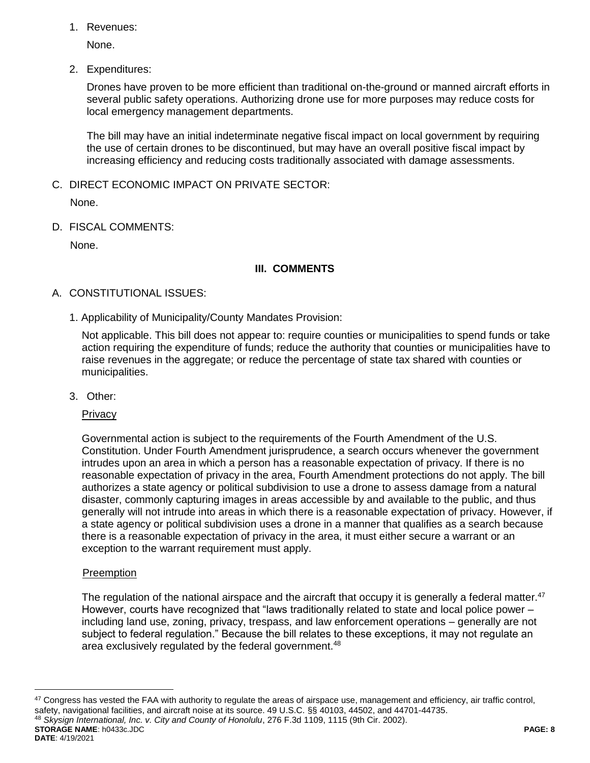1. Revenues:

   None.

2. Expenditures:

   Drones have proven to be more efficient than traditional on-the-ground or manned aircraft efforts in several public safety operations. Authorizing drone use for more purposes may reduce costs for local emergency management departments.

   The bill may have an initial indeterminate negative fiscal impact on local government by requiring the use of certain drones to be discontinued, but may have an overall positive fiscal impact by increasing efficiency and reducing costs traditionally associated with damage assessments.

C. DIRECT ECONOMIC IMPACT ON PRIVATE SECTOR:

   None.

D. FISCAL COMMENTS:

   None.

## III. COMMENTS

A. CONSTITUTIONAL ISSUES:

1. Applicability of Municipality/County Mandates Provision:

   Not applicable. This bill does not appear to: require counties or municipalities to spend funds or take action requiring the expenditure of funds; reduce the authority that counties or municipalities have to raise revenues in the aggregate; or reduce the percentage of state tax shared with counties or municipalities.

3. Other:

   Privacy

   Governmental action is subject to the requirements of the Fourth Amendment of the U.S. Constitution. Under Fourth Amendment jurisprudence, a search occurs whenever the government intrudes upon an area in which a person has a reasonable expectation of privacy. If there is no reasonable expectation of privacy in the area, Fourth Amendment protections do not apply. The bill authorizes a state agency or political subdivision to use a drone to assess damage from a natural disaster, commonly capturing images in areas accessible by and available to the public, and thus generally will not intrude into areas in which there is a reasonable expectation of privacy. However, if a state agency or political subdivision uses a drone in a manner that qualifies as a search because there is a reasonable expectation of privacy in the area, it must either secure a warrant or an exception to the warrant requirement must apply.

   Preemption

   The regulation of the national airspace and the aircraft that occupy it is generally a federal matter.[47] However, courts have recognized that "laws traditionally related to state and local police power – including land use, zoning, privacy, trespass, and law enforcement operations – generally are not subject to federal regulation." Because the bill relates to these exceptions, it may not regulate an area exclusively regulated by the federal government.[48]

---

[47] Congress has vested the FAA with authority to regulate the areas of airspace use, management and efficiency, air traffic control, safety, navigational facilities, and aircraft noise at its source. 49 U.S.C. §§ 40103, 44502, and 44701-44735.

[48] *Skysign International, Inc. v. City and County of Honolulu*, 276 F.3d 1109, 1115 (9th Cir. 2002).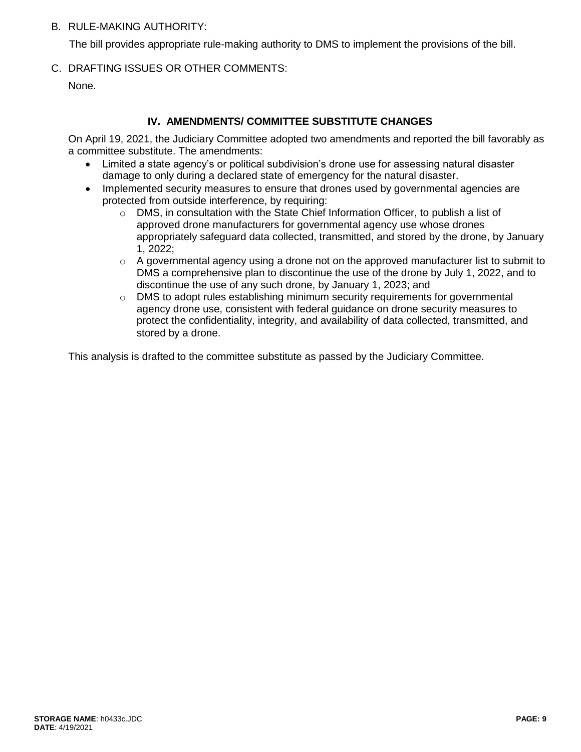B. RULE-MAKING AUTHORITY:

The bill provides appropriate rule-making authority to DMS to implement the provisions of the bill.

C. DRAFTING ISSUES OR OTHER COMMENTS:

None.

## IV. AMENDMENTS/ COMMITTEE SUBSTITUTE CHANGES

On April 19, 2021, the Judiciary Committee adopted two amendments and reported the bill favorably as a committee substitute. The amendments:

- Limited a state agency's or political subdivision's drone use for assessing natural disaster damage to only during a declared state of emergency for the natural disaster.
- Implemented security measures to ensure that drones used by governmental agencies are protected from outside interference, by requiring:
  - DMS, in consultation with the State Chief Information Officer, to publish a list of approved drone manufacturers for governmental agency use whose drones appropriately safeguard data collected, transmitted, and stored by the drone, by January 1, 2022;
  - A governmental agency using a drone not on the approved manufacturer list to submit to DMS a comprehensive plan to discontinue the use of the drone by July 1, 2022, and to discontinue the use of any such drone, by January 1, 2023; and
  - DMS to adopt rules establishing minimum security requirements for governmental agency drone use, consistent with federal guidance on drone security measures to protect the confidentiality, integrity, and availability of data collected, transmitted, and stored by a drone.

This analysis is drafted to the committee substitute as passed by the Judiciary Committee.